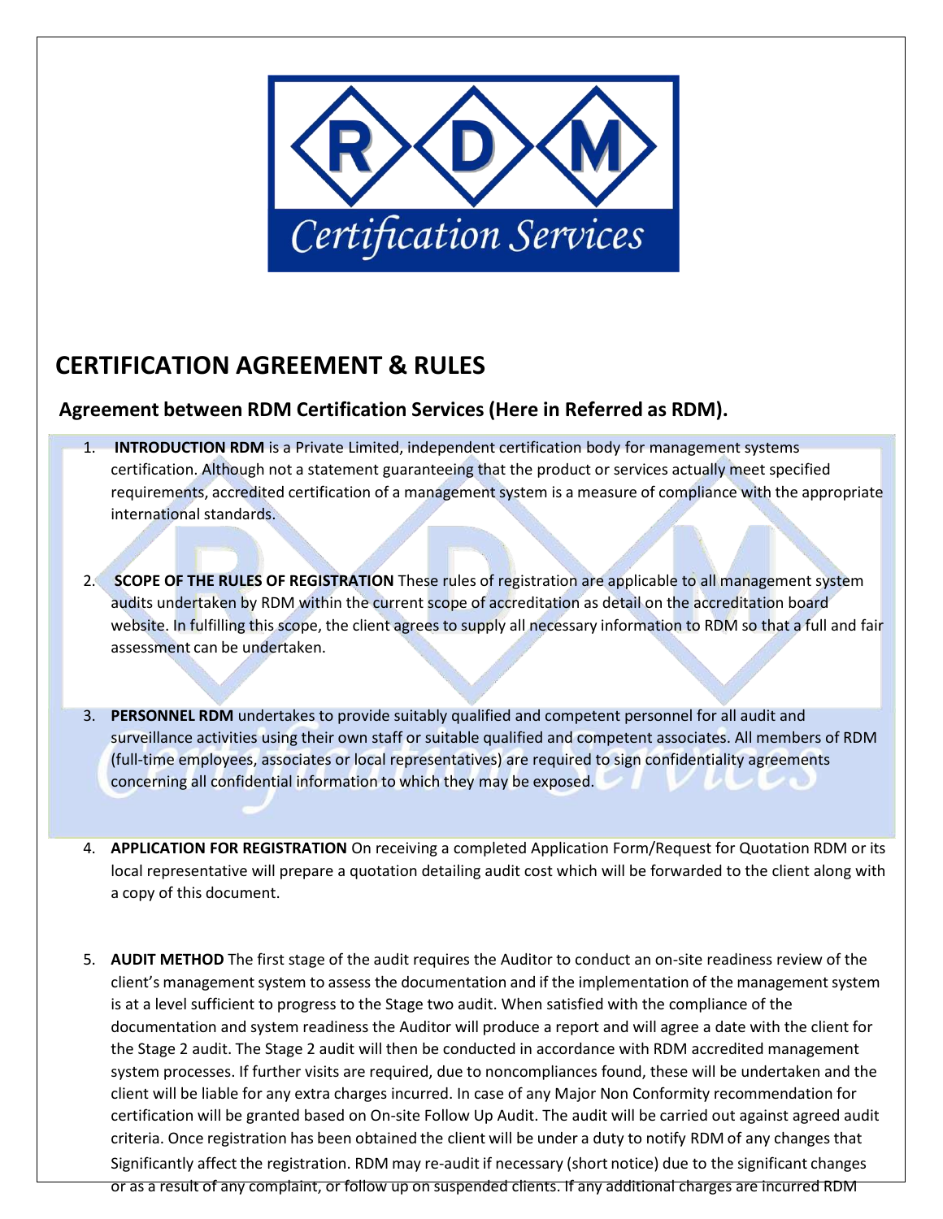# CERTIFICATION AGREEMENT & RULES

## Agreement between RDM Certification Services (Here in Referred as RDM).

1. **INTRODUCTION RDM** is a Private Limited, independent certification body for management systems certification. Although not a statement guaranteeing that the product or services actually meet specified requirements, accredited certification of a management system is a measure of compliance with the appropriate international standards.

2. **SCOPE OF THE RULES OF REGISTRATION** These rules of registration are applicable to all management system audits undertaken by RDM within the current scope of accreditation as detail on the accreditation board website. In fulfilling this scope, the client agrees to supply all necessary information to RDM so that a full and fair assessment can be undertaken.

3. **PERSONNEL RDM** undertakes to provide suitably qualified and competent personnel for all audit and surveillance activities using their own staff or suitable qualified and competent associates. All members of RDM (full-time employees, associates or local representatives) are required to sign confidentiality agreements concerning all confidential information to which they may be exposed.

4. **APPLICATION FOR REGISTRATION** On receiving a completed Application Form/Request for Quotation RDM or its local representative will prepare a quotation detailing audit cost which will be forwarded to the client along with a copy of this document.

5. **AUDIT METHOD** The first stage of the audit requires the Auditor to conduct an on-site readiness review of the client's management system to assess the documentation and if the implementation of the management system is at a level sufficient to progress to the Stage two audit. When satisfied with the compliance of the documentation and system readiness the Auditor will produce a report and will agree a date with the client for the Stage 2 audit. The Stage 2 audit will then be conducted in accordance with RDM accredited management system processes. If further visits are required, due to noncompliances found, these will be undertaken and the client will be liable for any extra charges incurred. In case of any Major Non Conformity recommendation for certification will be granted based on On-site Follow Up Audit. The audit will be carried out against agreed audit criteria. Once registration has been obtained the client will be under a duty to notify RDM of any changes that Significantly affect the registration. RDM may re-audit if necessary (short notice) due to the significant changes or as a result of any complaint, or follow up on suspended clients. If any additional charges are incurred RDM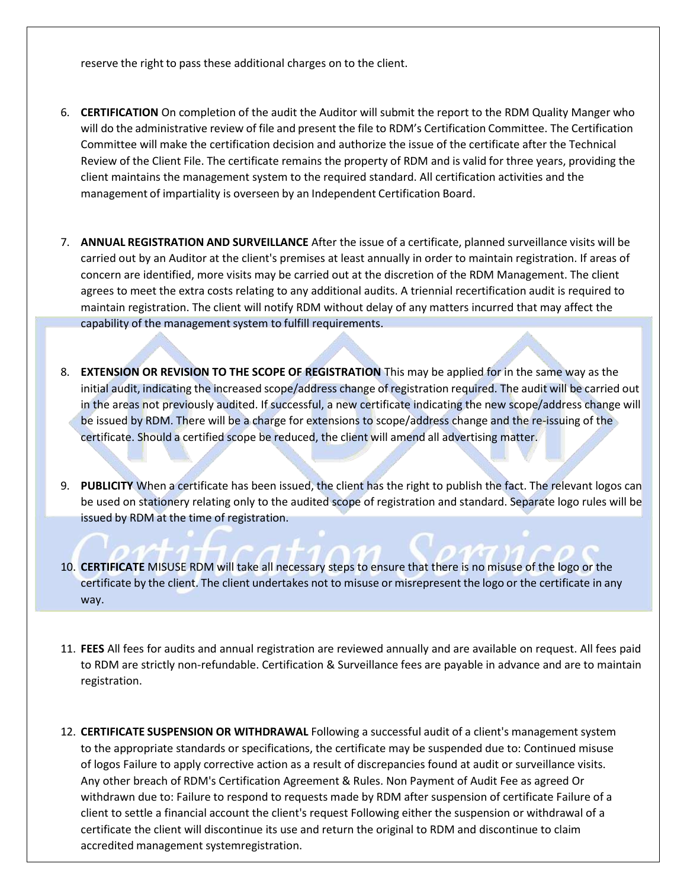reserve the right to pass these additional charges on to the client.

6. **CERTIFICATION** On completion of the audit the Auditor will submit the report to the RDM Quality Manger who will do the administrative review of file and present the file to RDM's Certification Committee. The Certification Committee will make the certification decision and authorize the issue of the certificate after the Technical Review of the Client File. The certificate remains the property of RDM and is valid for three years, providing the client maintains the management system to the required standard. All certification activities and the management of impartiality is overseen by an Independent Certification Board.

7. **ANNUAL REGISTRATION AND SURVEILLANCE** After the issue of a certificate, planned surveillance visits will be carried out by an Auditor at the client's premises at least annually in order to maintain registration. If areas of concern are identified, more visits may be carried out at the discretion of the RDM Management. The client agrees to meet the extra costs relating to any additional audits. A triennial recertification audit is required to maintain registration. The client will notify RDM without delay of any matters incurred that may affect the capability of the management system to fulfill requirements.

8. **EXTENSION OR REVISION TO THE SCOPE OF REGISTRATION** This may be applied for in the same way as the initial audit, indicating the increased scope/address change of registration required. The audit will be carried out in the areas not previously audited. If successful, a new certificate indicating the new scope/address change will be issued by RDM. There will be a charge for extensions to scope/address change and the re-issuing of the certificate. Should a certified scope be reduced, the client will amend all advertising matter.

9. **PUBLICITY** When a certificate has been issued, the client has the right to publish the fact. The relevant logos can be used on stationery relating only to the audited scope of registration and standard. Separate logo rules will be issued by RDM at the time of registration.

10. **CERTIFICATE** MISUSE RDM will take all necessary steps to ensure that there is no misuse of the logo or the certificate by the client. The client undertakes not to misuse or misrepresent the logo or the certificate in any way.

11. **FEES** All fees for audits and annual registration are reviewed annually and are available on request. All fees paid to RDM are strictly non-refundable. Certification & Surveillance fees are payable in advance and are to maintain registration.

12. **CERTIFICATE SUSPENSION OR WITHDRAWAL** Following a successful audit of a client's management system to the appropriate standards or specifications, the certificate may be suspended due to: Continued misuse of logos Failure to apply corrective action as a result of discrepancies found at audit or surveillance visits. Any other breach of RDM's Certification Agreement & Rules. Non Payment of Audit Fee as agreed Or withdrawn due to: Failure to respond to requests made by RDM after suspension of certificate Failure of a client to settle a financial account the client's request Following either the suspension or withdrawal of a certificate the client will discontinue its use and return the original to RDM and discontinue to claim accredited management systemregistration.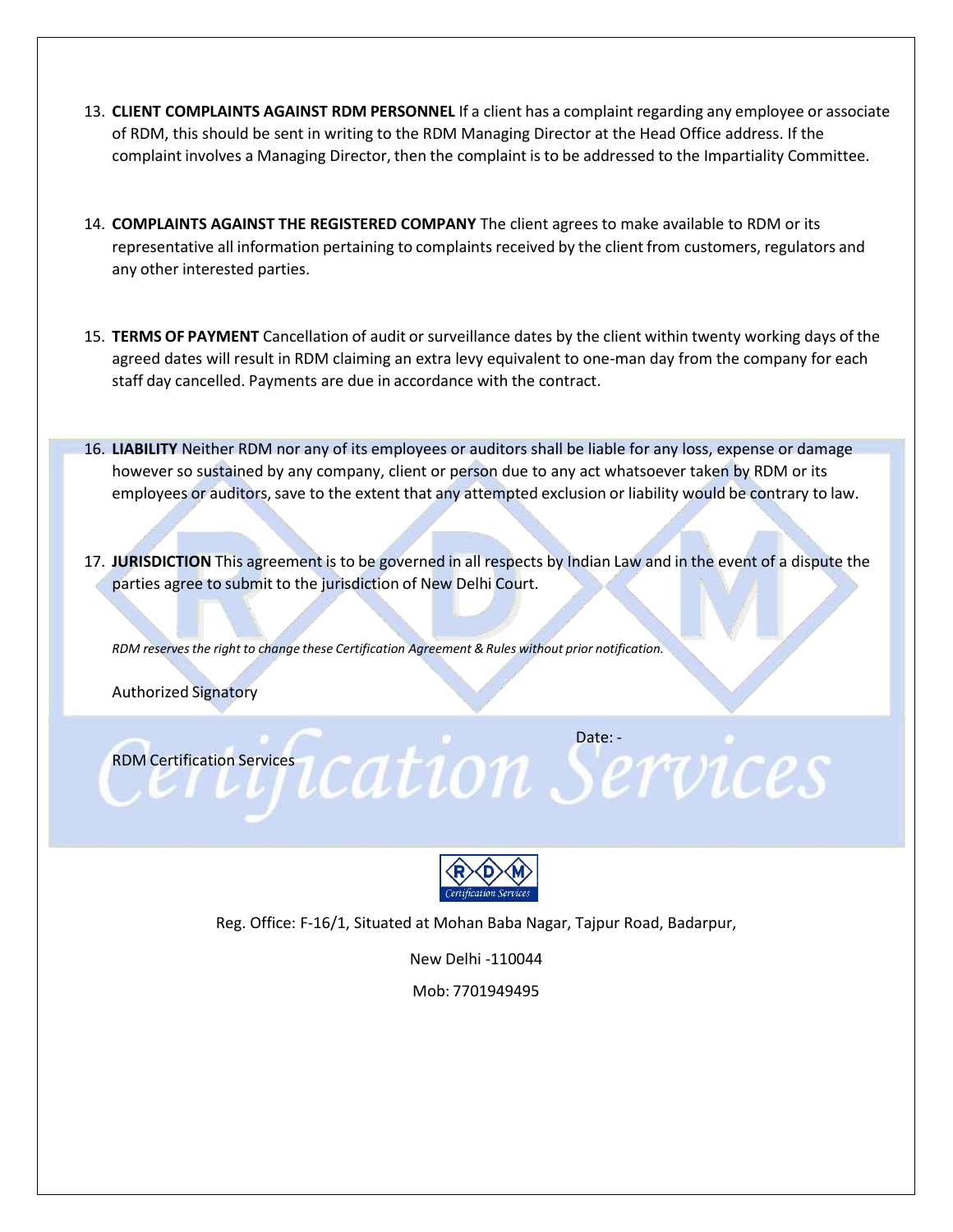13. **CLIENT COMPLAINTS AGAINST RDM PERSONNEL** If a client has a complaint regarding any employee or associate of RDM, this should be sent in writing to the RDM Managing Director at the Head Office address. If the complaint involves a Managing Director, then the complaint is to be addressed to the Impartiality Committee.

14. **COMPLAINTS AGAINST THE REGISTERED COMPANY** The client agrees to make available to RDM or its representative all information pertaining to complaints received by the client from customers, regulators and any other interested parties.

15. **TERMS OF PAYMENT** Cancellation of audit or surveillance dates by the client within twenty working days of the agreed dates will result in RDM claiming an extra levy equivalent to one-man day from the company for each staff day cancelled. Payments are due in accordance with the contract.

16. **LIABILITY** Neither RDM nor any of its employees or auditors shall be liable for any loss, expense or damage however so sustained by any company, client or person due to any act whatsoever taken by RDM or its employees or auditors, save to the extent that any attempted exclusion or liability would be contrary to law.

17. **JURISDICTION** This agreement is to be governed in all respects by Indian Law and in the event of a dispute the parties agree to submit to the jurisdiction of New Delhi Court.

*RDM reserves the right to change these Certification Agreement & Rules without prior notification.*

Authorized Signatory

RDM Certification Services

Date: -

Reg. Office: F-16/1, Situated at Mohan Baba Nagar, Tajpur Road, Badarpur,

New Delhi -110044

Mob: 7701949495